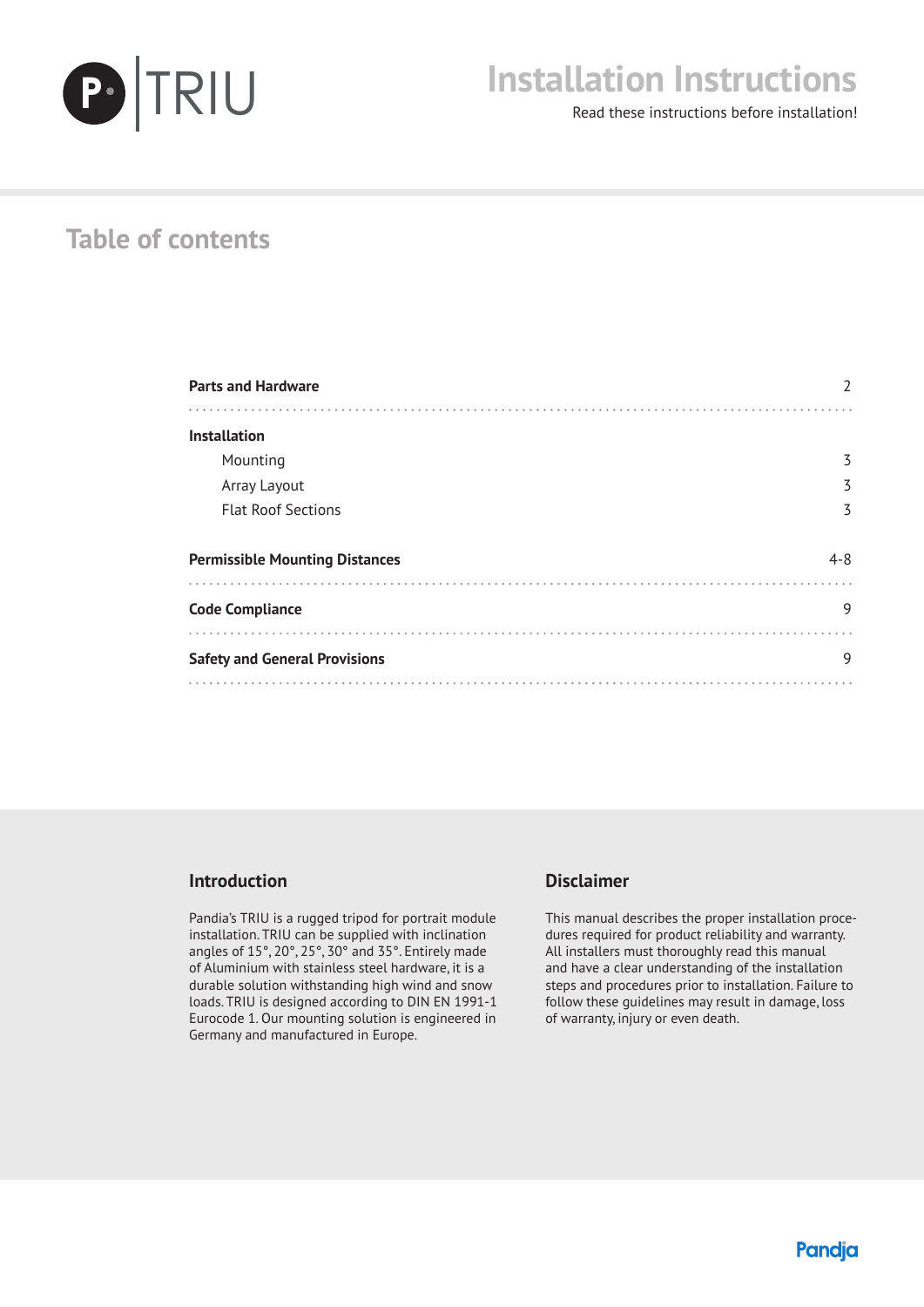P· TRIU

# Installation Instructions

Read these instructions before installation!

## Table of contents

| | |
|---|---|
| **Parts and Hardware** | 2 |
| **Installation** | |
| Mounting | 3 |
| Array Layout | 3 |
| Flat Roof Sections | 3 |
| **Permissible Mounting Distances** | 4-8 |
| **Code Compliance** | 9 |
| **Safety and General Provisions** | 9 |

## Introduction

Pandia's TRIU is a rugged tripod for portrait module installation. TRIU can be supplied with inclination angles of 15°, 20°, 25°, 30° and 35°. Entirely made of Aluminium with stainless steel hardware, it is a durable solution withstanding high wind and snow loads. TRIU is designed according to DIN EN 1991-1 Eurocode 1. Our mounting solution is engineered in Germany and manufactured in Europe.

## Disclaimer

This manual describes the proper installation procedures required for product reliability and warranty. All installers must thoroughly read this manual and have a clear understanding of the installation steps and procedures prior to installation. Failure to follow these guidelines may result in damage, loss of warranty, injury or even death.

Pandja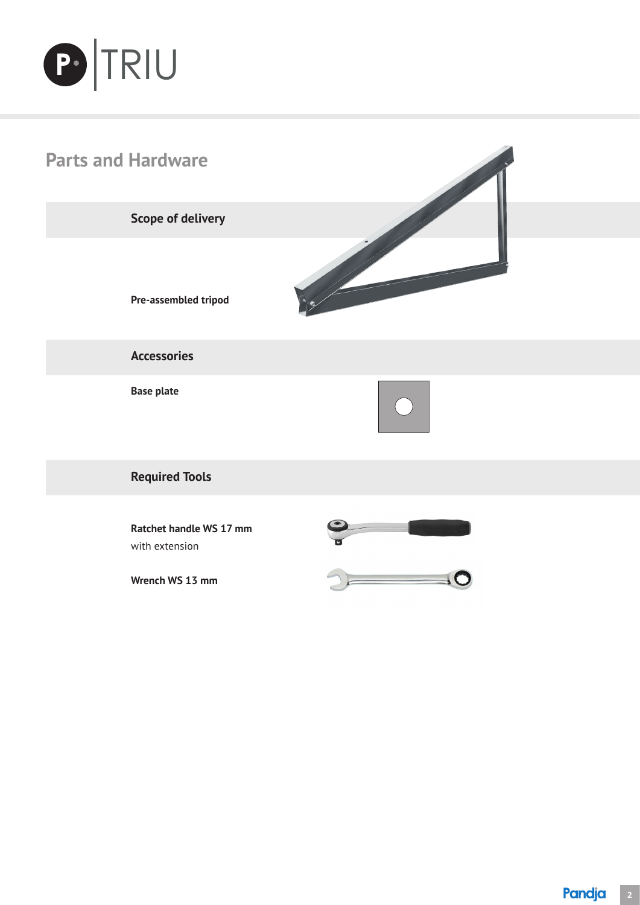## Parts and Hardware

### Scope of delivery

**Pre-assembled tripod**

### Accessories

**Base plate**

### Required Tools

**Ratchet handle WS 17 mm**
with extension

**Wrench WS 13 mm**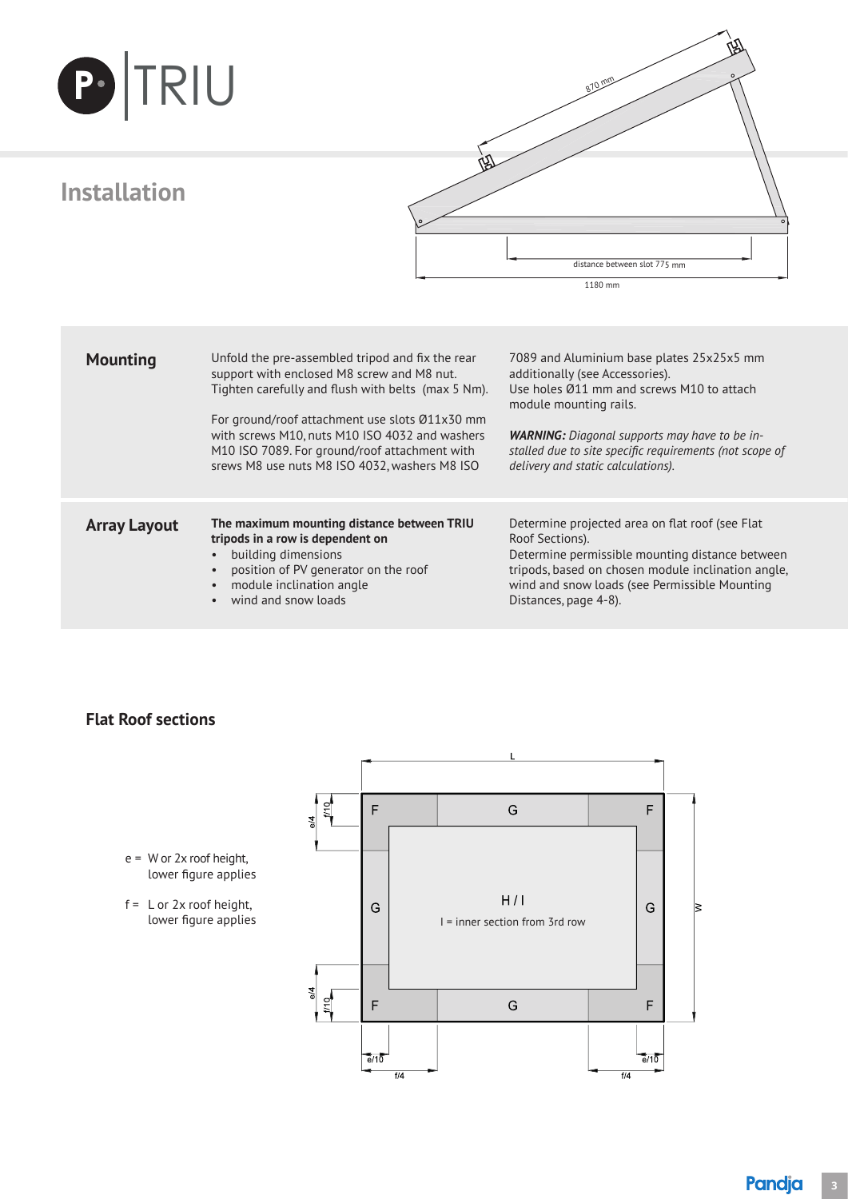# TRIU

## Installation

870 mm

distance between slot 775 mm

1180 mm

### Mounting

Unfold the pre-assembled tripod and fix the rear support with enclosed M8 screw and M8 nut. Tighten carefully and flush with belts (max 5 Nm).

For ground/roof attachment use slots Ø11x30 mm with screws M10, nuts M10 ISO 4032 and washers M10 ISO 7089. For ground/roof attachment with srews M8 use nuts M8 ISO 4032, washers M8 ISO 7089 and Aluminium base plates 25x25x5 mm additionally (see Accessories).
Use holes Ø11 mm and screws M10 to attach module mounting rails.

***WARNING:*** *Diagonal supports may have to be installed due to site specific requirements (not scope of delivery and static calculations).*

### Array Layout

**The maximum mounting distance between TRIU tripods in a row is dependent on**

- building dimensions
- position of PV generator on the roof
- module inclination angle
- wind and snow loads

Determine projected area on flat roof (see Flat Roof Sections).
Determine permissible mounting distance between tripods, based on chosen module inclination angle, wind and snow loads (see Permissible Mounting Distances, page 4-8).

### Flat Roof sections

e = W or 2x roof height, lower figure applies

f = L or 2x roof height, lower figure applies

L

W

e/4, f/10

F | G | F

G | H / I | G

I = inner section from 3rd row

F | G | F

e/10, f/4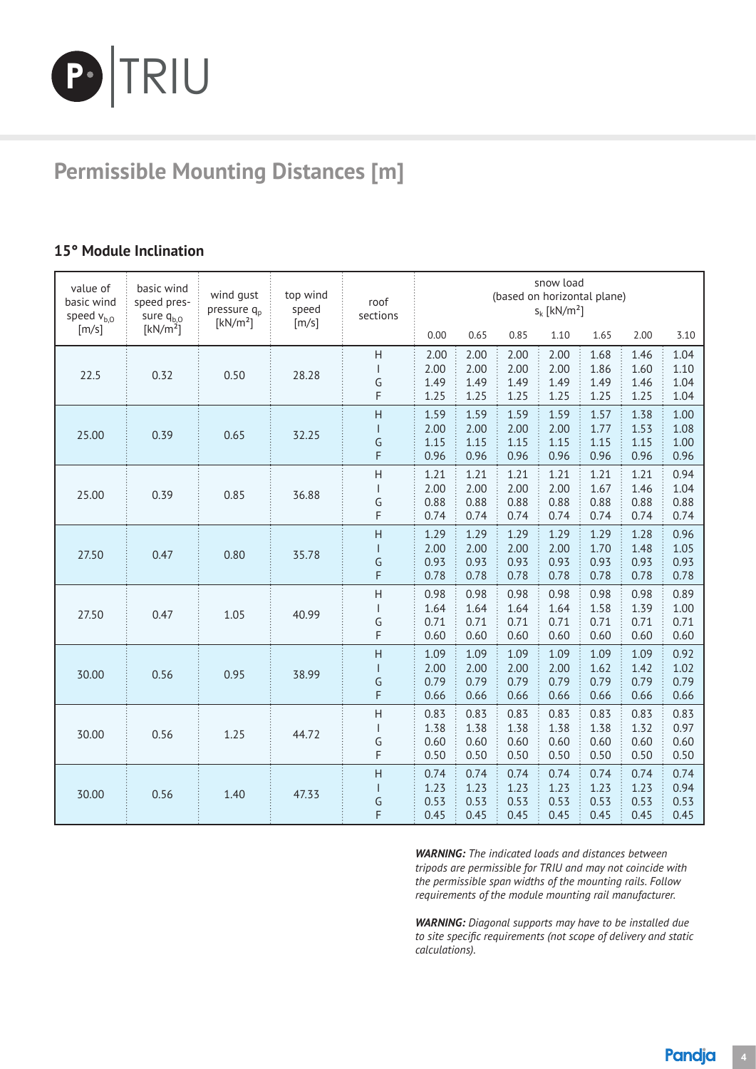## Permissible Mounting Distances [m]

### 15° Module Inclination

| value of basic wind speed $v_{b,0}$ [m/s] | basic wind speed pressure $q_{b,0}$ [kN/m²] | wind gust pressure $q_p$ [kN/m²] | top wind speed [m/s] | roof sections | snow load (based on horizontal plane) $s_k$ [kN/m²] | | | | | | |
|---|---|---|---|---|---|---|---|---|---|---|---|
| | | | | | 0.00 | 0.65 | 0.85 | 1.10 | 1.65 | 2.00 | 3.10 |
| 22.5 | 0.32 | 0.50 | 28.28 | H | 2.00 | 2.00 | 2.00 | 2.00 | 1.68 | 1.46 | 1.04 |
| | | | | I | 2.00 | 2.00 | 2.00 | 2.00 | 1.86 | 1.60 | 1.10 |
| | | | | G | 1.49 | 1.49 | 1.49 | 1.49 | 1.49 | 1.46 | 1.04 |
| | | | | F | 1.25 | 1.25 | 1.25 | 1.25 | 1.25 | 1.25 | 1.04 |
| 25.00 | 0.39 | 0.65 | 32.25 | H | 1.59 | 1.59 | 1.59 | 1.59 | 1.57 | 1.38 | 1.00 |
| | | | | I | 2.00 | 2.00 | 2.00 | 2.00 | 1.77 | 1.53 | 1.08 |
| | | | | G | 1.15 | 1.15 | 1.15 | 1.15 | 1.15 | 1.15 | 1.00 |
| | | | | F | 0.96 | 0.96 | 0.96 | 0.96 | 0.96 | 0.96 | 0.96 |
| 25.00 | 0.39 | 0.85 | 36.88 | H | 1.21 | 1.21 | 1.21 | 1.21 | 1.21 | 1.21 | 0.94 |
| | | | | I | 2.00 | 2.00 | 2.00 | 2.00 | 1.67 | 1.46 | 1.04 |
| | | | | G | 0.88 | 0.88 | 0.88 | 0.88 | 0.88 | 0.88 | 0.88 |
| | | | | F | 0.74 | 0.74 | 0.74 | 0.74 | 0.74 | 0.74 | 0.74 |
| 27.50 | 0.47 | 0.80 | 35.78 | H | 1.29 | 1.29 | 1.29 | 1.29 | 1.29 | 1.28 | 0.96 |
| | | | | I | 2.00 | 2.00 | 2.00 | 2.00 | 1.70 | 1.48 | 1.05 |
| | | | | G | 0.93 | 0.93 | 0.93 | 0.93 | 0.93 | 0.93 | 0.93 |
| | | | | F | 0.78 | 0.78 | 0.78 | 0.78 | 0.78 | 0.78 | 0.78 |
| 27.50 | 0.47 | 1.05 | 40.99 | H | 0.98 | 0.98 | 0.98 | 0.98 | 0.98 | 0.98 | 0.89 |
| | | | | I | 1.64 | 1.64 | 1.64 | 1.64 | 1.58 | 1.39 | 1.00 |
| | | | | G | 0.71 | 0.71 | 0.71 | 0.71 | 0.71 | 0.71 | 0.71 |
| | | | | F | 0.60 | 0.60 | 0.60 | 0.60 | 0.60 | 0.60 | 0.60 |
| 30.00 | 0.56 | 0.95 | 38.99 | H | 1.09 | 1.09 | 1.09 | 1.09 | 1.09 | 1.09 | 0.92 |
| | | | | I | 2.00 | 2.00 | 2.00 | 2.00 | 1.62 | 1.42 | 1.02 |
| | | | | G | 0.79 | 0.79 | 0.79 | 0.79 | 0.79 | 0.79 | 0.79 |
| | | | | F | 0.66 | 0.66 | 0.66 | 0.66 | 0.66 | 0.66 | 0.66 |
| 30.00 | 0.56 | 1.25 | 44.72 | H | 0.83 | 0.83 | 0.83 | 0.83 | 0.83 | 0.83 | 0.83 |
| | | | | I | 1.38 | 1.38 | 1.38 | 1.38 | 1.38 | 1.32 | 0.97 |
| | | | | G | 0.60 | 0.60 | 0.60 | 0.60 | 0.60 | 0.60 | 0.60 |
| | | | | F | 0.50 | 0.50 | 0.50 | 0.50 | 0.50 | 0.50 | 0.50 |
| 30.00 | 0.56 | 1.40 | 47.33 | H | 0.74 | 0.74 | 0.74 | 0.74 | 0.74 | 0.74 | 0.74 |
| | | | | I | 1.23 | 1.23 | 1.23 | 1.23 | 1.23 | 1.23 | 0.94 |
| | | | | G | 0.53 | 0.53 | 0.53 | 0.53 | 0.53 | 0.53 | 0.53 |
| | | | | F | 0.45 | 0.45 | 0.45 | 0.45 | 0.45 | 0.45 | 0.45 |

***WARNING:*** *The indicated loads and distances between tripods are permissible for TRIU and may not coincide with the permissible span widths of the mounting rails. Follow requirements of the module mounting rail manufacturer.*

***WARNING:*** *Diagonal supports may have to be installed due to site specific requirements (not scope of delivery and static calculations).*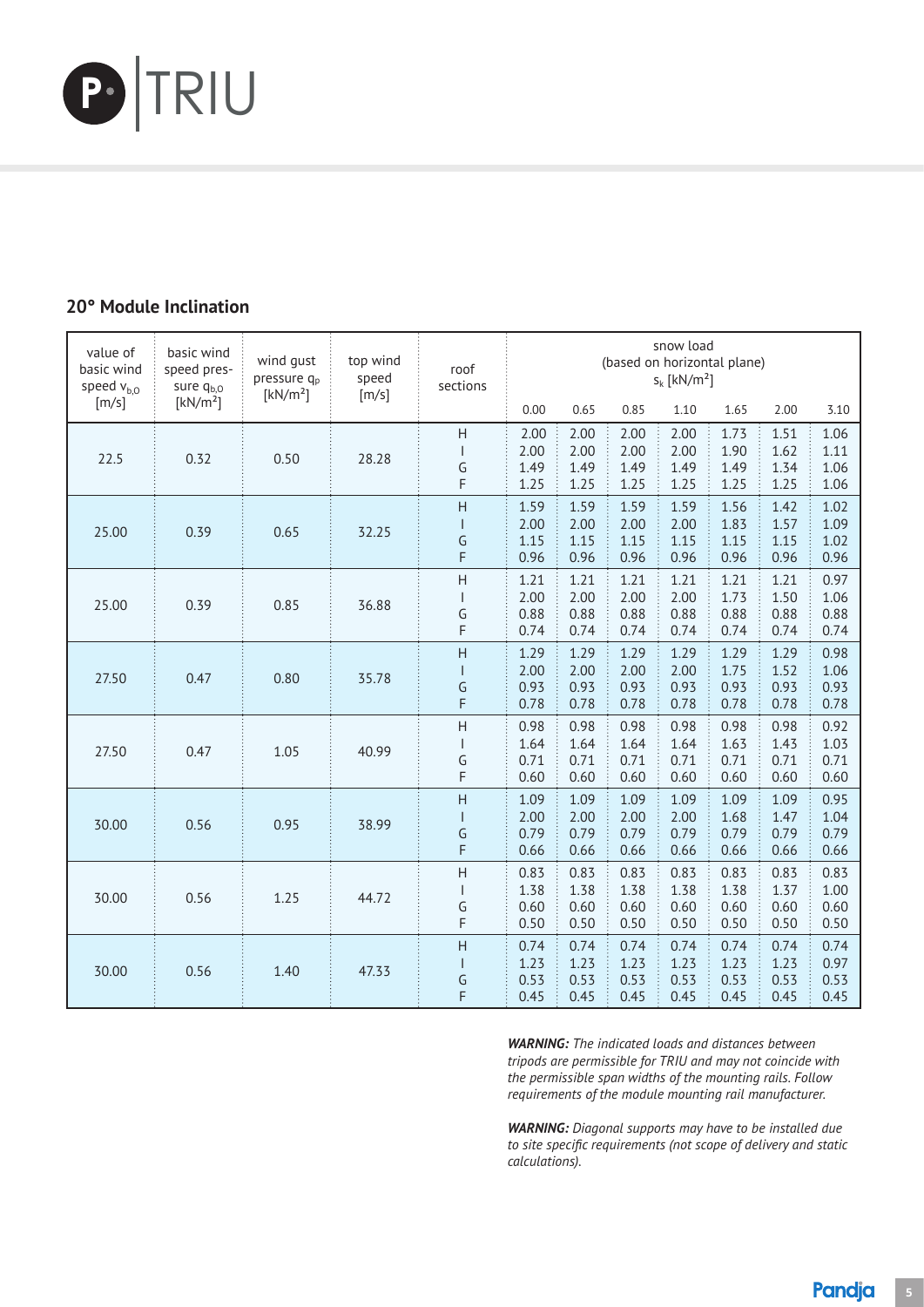## 20° Module Inclination

| value of basic wind speed $v_{b,0}$ [m/s] | basic wind speed pressure $q_{b,0}$ [kN/m²] | wind gust pressure $q_p$ [kN/m²] | top wind speed [m/s] | roof sections | snow load (based on horizontal plane) $s_k$ [kN/m²] | | | | | | |
|---|---|---|---|---|---|---|---|---|---|---|---|
| | | | | | 0.00 | 0.65 | 0.85 | 1.10 | 1.65 | 2.00 | 3.10 |
| 22.5 | 0.32 | 0.50 | 28.28 | H | 2.00 | 2.00 | 2.00 | 2.00 | 1.73 | 1.51 | 1.06 |
| | | | | I | 2.00 | 2.00 | 2.00 | 2.00 | 1.90 | 1.62 | 1.11 |
| | | | | G | 1.49 | 1.49 | 1.49 | 1.49 | 1.49 | 1.34 | 1.06 |
| | | | | F | 1.25 | 1.25 | 1.25 | 1.25 | 1.25 | 1.25 | 1.06 |
| 25.00 | 0.39 | 0.65 | 32.25 | H | 1.59 | 1.59 | 1.59 | 1.59 | 1.56 | 1.42 | 1.02 |
| | | | | I | 2.00 | 2.00 | 2.00 | 2.00 | 1.83 | 1.57 | 1.09 |
| | | | | G | 1.15 | 1.15 | 1.15 | 1.15 | 1.15 | 1.15 | 1.02 |
| | | | | F | 0.96 | 0.96 | 0.96 | 0.96 | 0.96 | 0.96 | 0.96 |
| 25.00 | 0.39 | 0.85 | 36.88 | H | 1.21 | 1.21 | 1.21 | 1.21 | 1.21 | 1.21 | 0.97 |
| | | | | I | 2.00 | 2.00 | 2.00 | 2.00 | 1.73 | 1.50 | 1.06 |
| | | | | G | 0.88 | 0.88 | 0.88 | 0.88 | 0.88 | 0.88 | 0.88 |
| | | | | F | 0.74 | 0.74 | 0.74 | 0.74 | 0.74 | 0.74 | 0.74 |
| 27.50 | 0.47 | 0.80 | 35.78 | H | 1.29 | 1.29 | 1.29 | 1.29 | 1.29 | 1.29 | 0.98 |
| | | | | I | 2.00 | 2.00 | 2.00 | 2.00 | 1.75 | 1.52 | 1.06 |
| | | | | G | 0.93 | 0.93 | 0.93 | 0.93 | 0.93 | 0.93 | 0.93 |
| | | | | F | 0.78 | 0.78 | 0.78 | 0.78 | 0.78 | 0.78 | 0.78 |
| 27.50 | 0.47 | 1.05 | 40.99 | H | 0.98 | 0.98 | 0.98 | 0.98 | 0.98 | 0.98 | 0.92 |
| | | | | I | 1.64 | 1.64 | 1.64 | 1.64 | 1.63 | 1.43 | 1.03 |
| | | | | G | 0.71 | 0.71 | 0.71 | 0.71 | 0.71 | 0.71 | 0.71 |
| | | | | F | 0.60 | 0.60 | 0.60 | 0.60 | 0.60 | 0.60 | 0.60 |
| 30.00 | 0.56 | 0.95 | 38.99 | H | 1.09 | 1.09 | 1.09 | 1.09 | 1.09 | 1.09 | 0.95 |
| | | | | I | 2.00 | 2.00 | 2.00 | 2.00 | 1.68 | 1.47 | 1.04 |
| | | | | G | 0.79 | 0.79 | 0.79 | 0.79 | 0.79 | 0.79 | 0.79 |
| | | | | F | 0.66 | 0.66 | 0.66 | 0.66 | 0.66 | 0.66 | 0.66 |
| 30.00 | 0.56 | 1.25 | 44.72 | H | 0.83 | 0.83 | 0.83 | 0.83 | 0.83 | 0.83 | 0.83 |
| | | | | I | 1.38 | 1.38 | 1.38 | 1.38 | 1.38 | 1.37 | 1.00 |
| | | | | G | 0.60 | 0.60 | 0.60 | 0.60 | 0.60 | 0.60 | 0.60 |
| | | | | F | 0.50 | 0.50 | 0.50 | 0.50 | 0.50 | 0.50 | 0.50 |
| 30.00 | 0.56 | 1.40 | 47.33 | H | 0.74 | 0.74 | 0.74 | 0.74 | 0.74 | 0.74 | 0.74 |
| | | | | I | 1.23 | 1.23 | 1.23 | 1.23 | 1.23 | 1.23 | 0.97 |
| | | | | G | 0.53 | 0.53 | 0.53 | 0.53 | 0.53 | 0.53 | 0.53 |
| | | | | F | 0.45 | 0.45 | 0.45 | 0.45 | 0.45 | 0.45 | 0.45 |

***WARNING:*** *The indicated loads and distances between tripods are permissible for TRIU and may not coincide with the permissible span widths of the mounting rails. Follow requirements of the module mounting rail manufacturer.*

***WARNING:*** *Diagonal supports may have to be installed due to site specific requirements (not scope of delivery and static calculations).*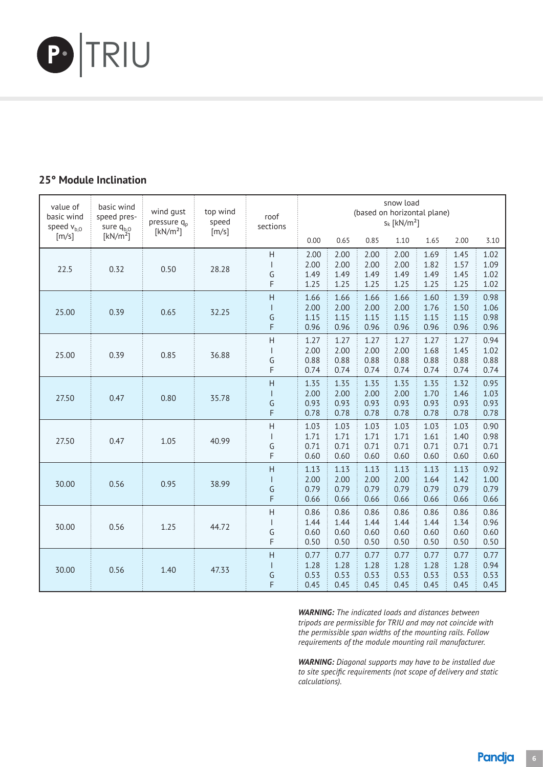## 25° Module Inclination

| value of basic wind speed $v_{b,0}$ [m/s] | basic wind speed pressure $q_{b,0}$ [kN/m²] | wind gust pressure $q_p$ [kN/m²] | top wind speed [m/s] | roof sections | snow load (based on horizontal plane) $s_k$ [kN/m²] | | | | | | |
|---|---|---|---|---|---|---|---|---|---|---|---|
| | | | | | 0.00 | 0.65 | 0.85 | 1.10 | 1.65 | 2.00 | 3.10 |
| 22.5 | 0.32 | 0.50 | 28.28 | H | 2.00 | 2.00 | 2.00 | 2.00 | 1.69 | 1.45 | 1.02 |
| | | | | I | 2.00 | 2.00 | 2.00 | 2.00 | 1.82 | 1.57 | 1.09 |
| | | | | G | 1.49 | 1.49 | 1.49 | 1.49 | 1.49 | 1.45 | 1.02 |
| | | | | F | 1.25 | 1.25 | 1.25 | 1.25 | 1.25 | 1.25 | 1.02 |
| 25.00 | 0.39 | 0.65 | 32.25 | H | 1.66 | 1.66 | 1.66 | 1.66 | 1.60 | 1.39 | 0.98 |
| | | | | I | 2.00 | 2.00 | 2.00 | 2.00 | 1.76 | 1.50 | 1.06 |
| | | | | G | 1.15 | 1.15 | 1.15 | 1.15 | 1.15 | 1.15 | 0.98 |
| | | | | F | 0.96 | 0.96 | 0.96 | 0.96 | 0.96 | 0.96 | 0.96 |
| 25.00 | 0.39 | 0.85 | 36.88 | H | 1.27 | 1.27 | 1.27 | 1.27 | 1.27 | 1.27 | 0.94 |
| | | | | I | 2.00 | 2.00 | 2.00 | 2.00 | 1.68 | 1.45 | 1.02 |
| | | | | G | 0.88 | 0.88 | 0.88 | 0.88 | 0.88 | 0.88 | 0.88 |
| | | | | F | 0.74 | 0.74 | 0.74 | 0.74 | 0.74 | 0.74 | 0.74 |
| 27.50 | 0.47 | 0.80 | 35.78 | H | 1.35 | 1.35 | 1.35 | 1.35 | 1.35 | 1.32 | 0.95 |
| | | | | I | 2.00 | 2.00 | 2.00 | 2.00 | 1.70 | 1.46 | 1.03 |
| | | | | G | 0.93 | 0.93 | 0.93 | 0.93 | 0.93 | 0.93 | 0.93 |
| | | | | F | 0.78 | 0.78 | 0.78 | 0.78 | 0.78 | 0.78 | 0.78 |
| 27.50 | 0.47 | 1.05 | 40.99 | H | 1.03 | 1.03 | 1.03 | 1.03 | 1.03 | 1.03 | 0.90 |
| | | | | I | 1.71 | 1.71 | 1.71 | 1.71 | 1.61 | 1.40 | 0.98 |
| | | | | G | 0.71 | 0.71 | 0.71 | 0.71 | 0.71 | 0.71 | 0.71 |
| | | | | F | 0.60 | 0.60 | 0.60 | 0.60 | 0.60 | 0.60 | 0.60 |
| 30.00 | 0.56 | 0.95 | 38.99 | H | 1.13 | 1.13 | 1.13 | 1.13 | 1.13 | 1.13 | 0.92 |
| | | | | I | 2.00 | 2.00 | 2.00 | 2.00 | 1.64 | 1.42 | 1.00 |
| | | | | G | 0.79 | 0.79 | 0.79 | 0.79 | 0.79 | 0.79 | 0.79 |
| | | | | F | 0.66 | 0.66 | 0.66 | 0.66 | 0.66 | 0.66 | 0.66 |
| 30.00 | 0.56 | 1.25 | 44.72 | H | 0.86 | 0.86 | 0.86 | 0.86 | 0.86 | 0.86 | 0.86 |
| | | | | I | 1.44 | 1.44 | 1.44 | 1.44 | 1.44 | 1.34 | 0.96 |
| | | | | G | 0.60 | 0.60 | 0.60 | 0.60 | 0.60 | 0.60 | 0.60 |
| | | | | F | 0.50 | 0.50 | 0.50 | 0.50 | 0.50 | 0.50 | 0.50 |
| 30.00 | 0.56 | 1.40 | 47.33 | H | 0.77 | 0.77 | 0.77 | 0.77 | 0.77 | 0.77 | 0.77 |
| | | | | I | 1.28 | 1.28 | 1.28 | 1.28 | 1.28 | 1.28 | 0.94 |
| | | | | G | 0.53 | 0.53 | 0.53 | 0.53 | 0.53 | 0.53 | 0.53 |
| | | | | F | 0.45 | 0.45 | 0.45 | 0.45 | 0.45 | 0.45 | 0.45 |

***WARNING:*** *The indicated loads and distances between tripods are permissible for TRIU and may not coincide with the permissible span widths of the mounting rails. Follow requirements of the module mounting rail manufacturer.*

***WARNING:*** *Diagonal supports may have to be installed due to site specific requirements (not scope of delivery and static calculations).*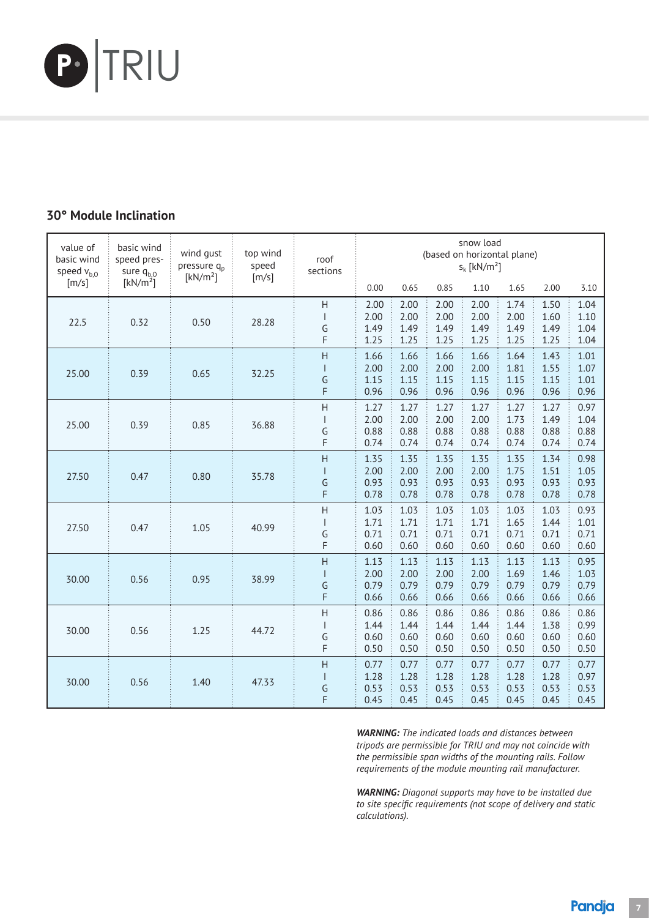## 30° Module Inclination

| value of basic wind speed $v_{b,0}$ [m/s] | basic wind speed pressure $q_{b,0}$ [kN/m²] | wind gust pressure $q_p$ [kN/m²] | top wind speed [m/s] | roof sections | snow load (based on horizontal plane) $s_k$ [kN/m²] | | | | | | |
|---|---|---|---|---|---|---|---|---|---|---|---|
| | | | | | 0.00 | 0.65 | 0.85 | 1.10 | 1.65 | 2.00 | 3.10 |
| 22.5 | 0.32 | 0.50 | 28.28 | H | 2.00 | 2.00 | 2.00 | 2.00 | 1.74 | 1.50 | 1.04 |
| | | | | I | 2.00 | 2.00 | 2.00 | 2.00 | 2.00 | 1.60 | 1.10 |
| | | | | G | 1.49 | 1.49 | 1.49 | 1.49 | 1.49 | 1.49 | 1.04 |
| | | | | F | 1.25 | 1.25 | 1.25 | 1.25 | 1.25 | 1.25 | 1.04 |
| 25.00 | 0.39 | 0.65 | 32.25 | H | 1.66 | 1.66 | 1.66 | 1.66 | 1.64 | 1.43 | 1.01 |
| | | | | I | 2.00 | 2.00 | 2.00 | 2.00 | 1.81 | 1.55 | 1.07 |
| | | | | G | 1.15 | 1.15 | 1.15 | 1.15 | 1.15 | 1.15 | 1.01 |
| | | | | F | 0.96 | 0.96 | 0.96 | 0.96 | 0.96 | 0.96 | 0.96 |
| 25.00 | 0.39 | 0.85 | 36.88 | H | 1.27 | 1.27 | 1.27 | 1.27 | 1.27 | 1.27 | 0.97 |
| | | | | I | 2.00 | 2.00 | 2.00 | 2.00 | 1.73 | 1.49 | 1.04 |
| | | | | G | 0.88 | 0.88 | 0.88 | 0.88 | 0.88 | 0.88 | 0.88 |
| | | | | F | 0.74 | 0.74 | 0.74 | 0.74 | 0.74 | 0.74 | 0.74 |
| 27.50 | 0.47 | 0.80 | 35.78 | H | 1.35 | 1.35 | 1.35 | 1.35 | 1.35 | 1.34 | 0.98 |
| | | | | I | 2.00 | 2.00 | 2.00 | 2.00 | 1.75 | 1.51 | 1.05 |
| | | | | G | 0.93 | 0.93 | 0.93 | 0.93 | 0.93 | 0.93 | 0.93 |
| | | | | F | 0.78 | 0.78 | 0.78 | 0.78 | 0.78 | 0.78 | 0.78 |
| 27.50 | 0.47 | 1.05 | 40.99 | H | 1.03 | 1.03 | 1.03 | 1.03 | 1.03 | 1.03 | 0.93 |
| | | | | I | 1.71 | 1.71 | 1.71 | 1.71 | 1.65 | 1.44 | 1.01 |
| | | | | G | 0.71 | 0.71 | 0.71 | 0.71 | 0.71 | 0.71 | 0.71 |
| | | | | F | 0.60 | 0.60 | 0.60 | 0.60 | 0.60 | 0.60 | 0.60 |
| 30.00 | 0.56 | 0.95 | 38.99 | H | 1.13 | 1.13 | 1.13 | 1.13 | 1.13 | 1.13 | 0.95 |
| | | | | I | 2.00 | 2.00 | 2.00 | 2.00 | 1.69 | 1.46 | 1.03 |
| | | | | G | 0.79 | 0.79 | 0.79 | 0.79 | 0.79 | 0.79 | 0.79 |
| | | | | F | 0.66 | 0.66 | 0.66 | 0.66 | 0.66 | 0.66 | 0.66 |
| 30.00 | 0.56 | 1.25 | 44.72 | H | 0.86 | 0.86 | 0.86 | 0.86 | 0.86 | 0.86 | 0.86 |
| | | | | I | 1.44 | 1.44 | 1.44 | 1.44 | 1.44 | 1.38 | 0.99 |
| | | | | G | 0.60 | 0.60 | 0.60 | 0.60 | 0.60 | 0.60 | 0.60 |
| | | | | F | 0.50 | 0.50 | 0.50 | 0.50 | 0.50 | 0.50 | 0.50 |
| 30.00 | 0.56 | 1.40 | 47.33 | H | 0.77 | 0.77 | 0.77 | 0.77 | 0.77 | 0.77 | 0.77 |
| | | | | I | 1.28 | 1.28 | 1.28 | 1.28 | 1.28 | 1.28 | 0.97 |
| | | | | G | 0.53 | 0.53 | 0.53 | 0.53 | 0.53 | 0.53 | 0.53 |
| | | | | F | 0.45 | 0.45 | 0.45 | 0.45 | 0.45 | 0.45 | 0.45 |

***WARNING:*** *The indicated loads and distances between tripods are permissible for TRIU and may not coincide with the permissible span widths of the mounting rails. Follow requirements of the module mounting rail manufacturer.*

***WARNING:*** *Diagonal supports may have to be installed due to site specific requirements (not scope of delivery and static calculations).*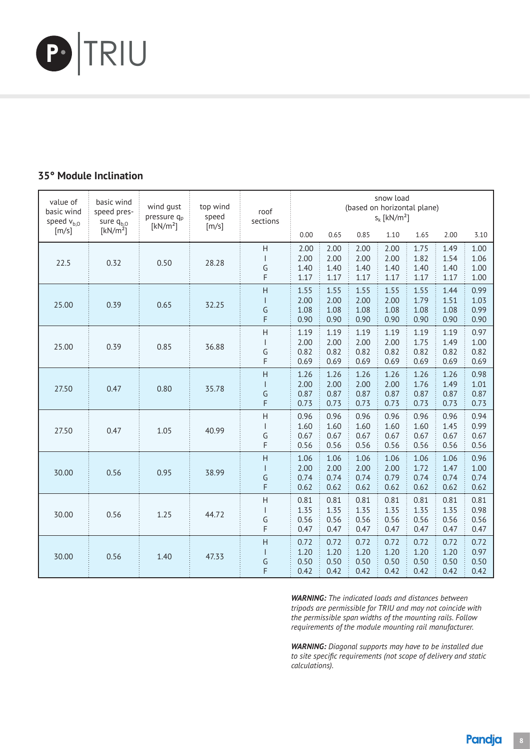## 35° Module Inclination

| value of basic wind speed $v_{b,0}$ [m/s] | basic wind speed pressure $q_{b,0}$ [kN/m²] | wind gust pressure $q_p$ [kN/m²] | top wind speed [m/s] | roof sections | snow load (based on horizontal plane) $s_k$ [kN/m²] | | | | | | |
|---|---|---|---|---|---|---|---|---|---|---|---|
| | | | | | 0.00 | 0.65 | 0.85 | 1.10 | 1.65 | 2.00 | 3.10 |
| 22.5 | 0.32 | 0.50 | 28.28 | H | 2.00 | 2.00 | 2.00 | 2.00 | 1.75 | 1.49 | 1.00 |
| | | | | I | 2.00 | 2.00 | 2.00 | 2.00 | 1.82 | 1.54 | 1.06 |
| | | | | G | 1.40 | 1.40 | 1.40 | 1.40 | 1.40 | 1.40 | 1.00 |
| | | | | F | 1.17 | 1.17 | 1.17 | 1.17 | 1.17 | 1.17 | 1.00 |
| 25.00 | 0.39 | 0.65 | 32.25 | H | 1.55 | 1.55 | 1.55 | 1.55 | 1.55 | 1.44 | 0.99 |
| | | | | I | 2.00 | 2.00 | 2.00 | 2.00 | 1.79 | 1.51 | 1.03 |
| | | | | G | 1.08 | 1.08 | 1.08 | 1.08 | 1.08 | 1.08 | 0.99 |
| | | | | F | 0.90 | 0.90 | 0.90 | 0.90 | 0.90 | 0.90 | 0.90 |
| 25.00 | 0.39 | 0.85 | 36.88 | H | 1.19 | 1.19 | 1.19 | 1.19 | 1.19 | 1.19 | 0.97 |
| | | | | I | 2.00 | 2.00 | 2.00 | 2.00 | 1.75 | 1.49 | 1.00 |
| | | | | G | 0.82 | 0.82 | 0.82 | 0.82 | 0.82 | 0.82 | 0.82 |
| | | | | F | 0.69 | 0.69 | 0.69 | 0.69 | 0.69 | 0.69 | 0.69 |
| 27.50 | 0.47 | 0.80 | 35.78 | H | 1.26 | 1.26 | 1.26 | 1.26 | 1.26 | 1.26 | 0.98 |
| | | | | I | 2.00 | 2.00 | 2.00 | 2.00 | 1.76 | 1.49 | 1.01 |
| | | | | G | 0.87 | 0.87 | 0.87 | 0.87 | 0.87 | 0.87 | 0.87 |
| | | | | F | 0.73 | 0.73 | 0.73 | 0.73 | 0.73 | 0.73 | 0.73 |
| 27.50 | 0.47 | 1.05 | 40.99 | H | 0.96 | 0.96 | 0.96 | 0.96 | 0.96 | 0.96 | 0.94 |
| | | | | I | 1.60 | 1.60 | 1.60 | 1.60 | 1.60 | 1.45 | 0.99 |
| | | | | G | 0.67 | 0.67 | 0.67 | 0.67 | 0.67 | 0.67 | 0.67 |
| | | | | F | 0.56 | 0.56 | 0.56 | 0.56 | 0.56 | 0.56 | 0.56 |
| 30.00 | 0.56 | 0.95 | 38.99 | H | 1.06 | 1.06 | 1.06 | 1.06 | 1.06 | 1.06 | 0.96 |
| | | | | I | 2.00 | 2.00 | 2.00 | 2.00 | 1.72 | 1.47 | 1.00 |
| | | | | G | 0.74 | 0.74 | 0.74 | 0.79 | 0.74 | 0.74 | 0.74 |
| | | | | F | 0.62 | 0.62 | 0.62 | 0.62 | 0.62 | 0.62 | 0.62 |
| 30.00 | 0.56 | 1.25 | 44.72 | H | 0.81 | 0.81 | 0.81 | 0.81 | 0.81 | 0.81 | 0.81 |
| | | | | I | 1.35 | 1.35 | 1.35 | 1.35 | 1.35 | 1.35 | 0.98 |
| | | | | G | 0.56 | 0.56 | 0.56 | 0.56 | 0.56 | 0.56 | 0.56 |
| | | | | F | 0.47 | 0.47 | 0.47 | 0.47 | 0.47 | 0.47 | 0.47 |
| 30.00 | 0.56 | 1.40 | 47.33 | H | 0.72 | 0.72 | 0.72 | 0.72 | 0.72 | 0.72 | 0.72 |
| | | | | I | 1.20 | 1.20 | 1.20 | 1.20 | 1.20 | 1.20 | 0.97 |
| | | | | G | 0.50 | 0.50 | 0.50 | 0.50 | 0.50 | 0.50 | 0.50 |
| | | | | F | 0.42 | 0.42 | 0.42 | 0.42 | 0.42 | 0.42 | 0.42 |

***WARNING:*** *The indicated loads and distances between tripods are permissible for TRIU and may not coincide with the permissible span widths of the mounting rails. Follow requirements of the module mounting rail manufacturer.*

***WARNING:*** *Diagonal supports may have to be installed due to site specific requirements (not scope of delivery and static calculations).*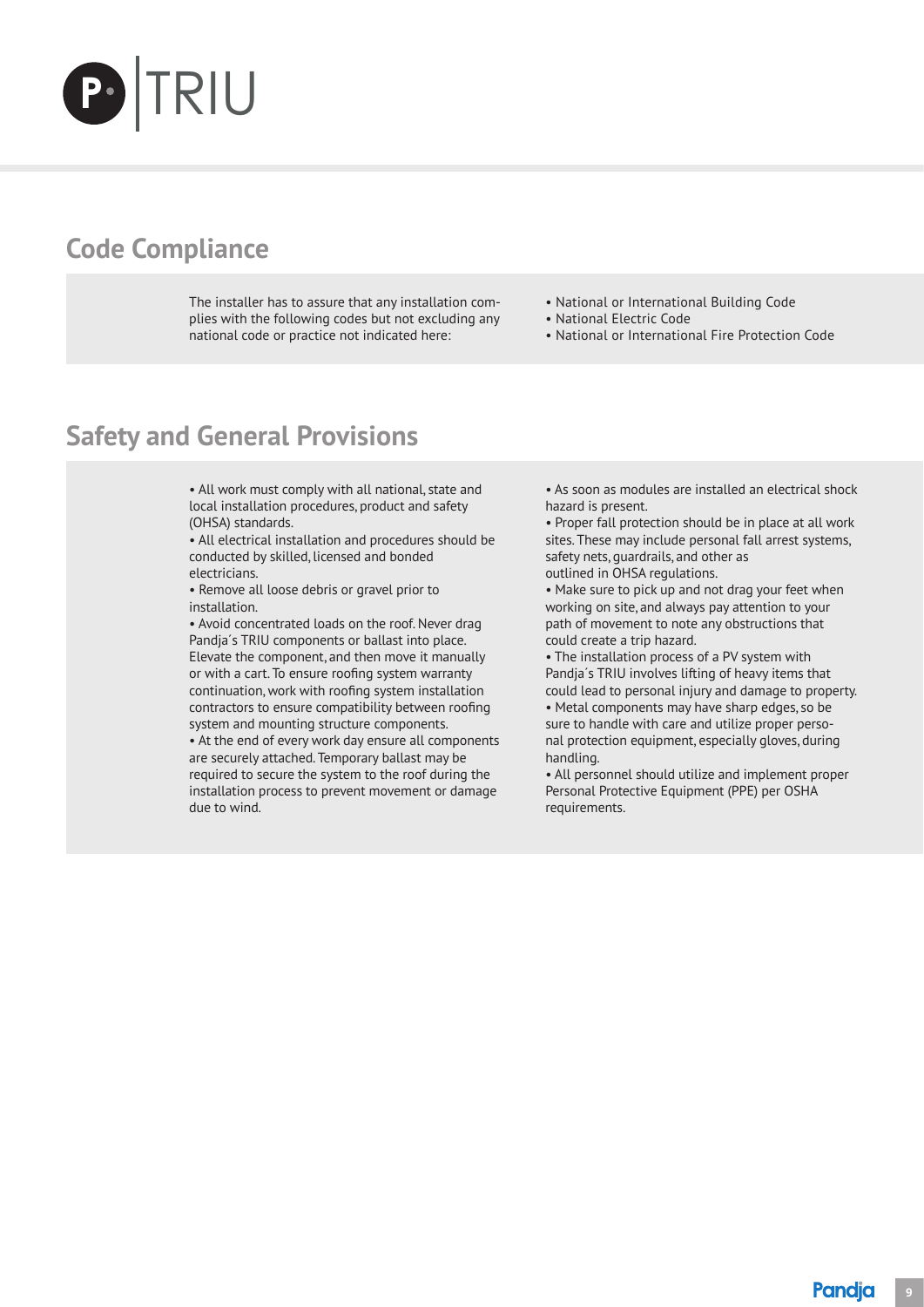## Code Compliance

The installer has to assure that any installation complies with the following codes but not excluding any national code or practice not indicated here:

- National or International Building Code
- National Electric Code
- National or International Fire Protection Code

## Safety and General Provisions

- All work must comply with all national, state and local installation procedures, product and safety (OHSA) standards.
- All electrical installation and procedures should be conducted by skilled, licensed and bonded electricians.
- Remove all loose debris or gravel prior to installation.
- Avoid concentrated loads on the roof. Never drag Pandja´s TRIU components or ballast into place. Elevate the component, and then move it manually or with a cart. To ensure roofing system warranty continuation, work with roofing system installation contractors to ensure compatibility between roofing system and mounting structure components.
- At the end of every work day ensure all components are securely attached. Temporary ballast may be required to secure the system to the roof during the installation process to prevent movement or damage due to wind.
- As soon as modules are installed an electrical shock hazard is present.
- Proper fall protection should be in place at all work sites. These may include personal fall arrest systems, safety nets, guardrails, and other as outlined in OHSA regulations.
- Make sure to pick up and not drag your feet when working on site, and always pay attention to your path of movement to note any obstructions that could create a trip hazard.
- The installation process of a PV system with Pandja´s TRIU involves lifting of heavy items that could lead to personal injury and damage to property.
- Metal components may have sharp edges, so be sure to handle with care and utilize proper personal protection equipment, especially gloves, during handling.
- All personnel should utilize and implement proper Personal Protective Equipment (PPE) per OSHA requirements.